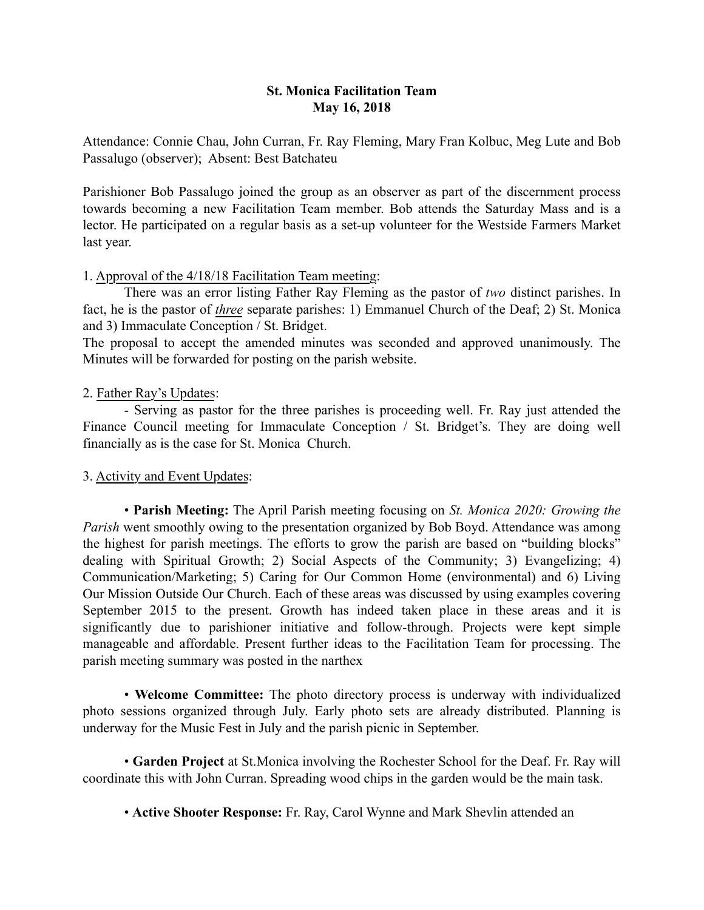**St. Monica Facilitation Team**
**May 16, 2018**

Attendance: Connie Chau, John Curran, Fr. Ray Fleming, Mary Fran Kolbuc, Meg Lute and Bob Passalugo (observer); Absent: Best Batchateu

Parishioner Bob Passalugo joined the group as an observer as part of the discernment process towards becoming a new Facilitation Team member. Bob attends the Saturday Mass and is a lector. He participated on a regular basis as a set-up volunteer for the Westside Farmers Market last year.

1. Approval of the 4/18/18 Facilitation Team meeting:

There was an error listing Father Ray Fleming as the pastor of *two* distinct parishes. In fact, he is the pastor of ***three*** separate parishes: 1) Emmanuel Church of the Deaf; 2) St. Monica and 3) Immaculate Conception / St. Bridget.
The proposal to accept the amended minutes was seconded and approved unanimously. The Minutes will be forwarded for posting on the parish website.

2. Father Ray's Updates:

- Serving as pastor for the three parishes is proceeding well. Fr. Ray just attended the Finance Council meeting for Immaculate Conception / St. Bridget's. They are doing well financially as is the case for St. Monica Church.

3. Activity and Event Updates:

• **Parish Meeting:** The April Parish meeting focusing on *St. Monica 2020: Growing the Parish* went smoothly owing to the presentation organized by Bob Boyd. Attendance was among the highest for parish meetings. The efforts to grow the parish are based on "building blocks" dealing with Spiritual Growth; 2) Social Aspects of the Community; 3) Evangelizing; 4) Communication/Marketing; 5) Caring for Our Common Home (environmental) and 6) Living Our Mission Outside Our Church. Each of these areas was discussed by using examples covering September 2015 to the present. Growth has indeed taken place in these areas and it is significantly due to parishioner initiative and follow-through. Projects were kept simple manageable and affordable. Present further ideas to the Facilitation Team for processing. The parish meeting summary was posted in the narthex

• **Welcome Committee:** The photo directory process is underway with individualized photo sessions organized through July. Early photo sets are already distributed. Planning is underway for the Music Fest in July and the parish picnic in September.

• **Garden Project** at St.Monica involving the Rochester School for the Deaf. Fr. Ray will coordinate this with John Curran. Spreading wood chips in the garden would be the main task.

• **Active Shooter Response:** Fr. Ray, Carol Wynne and Mark Shevlin attended an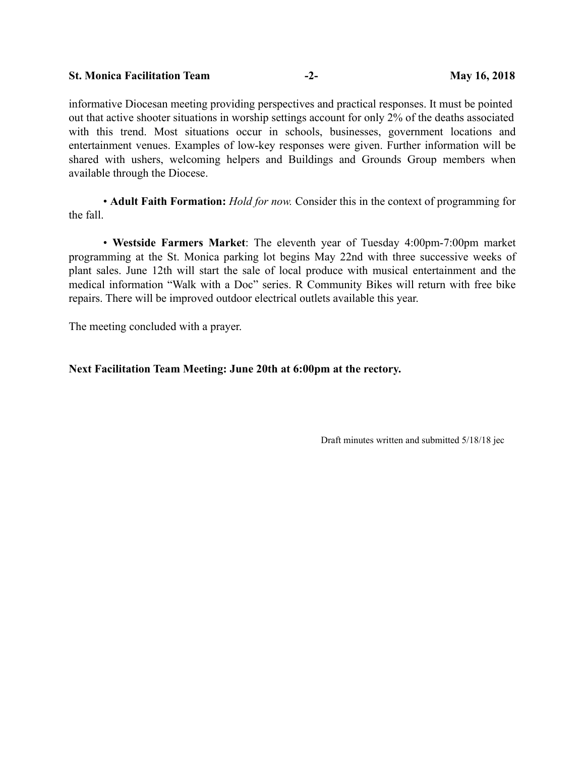informative Diocesan meeting providing perspectives and practical responses. It must be pointed out that active shooter situations in worship settings account for only 2% of the deaths associated with this trend. Most situations occur in schools, businesses, government locations and entertainment venues. Examples of low-key responses were given. Further information will be shared with ushers, welcoming helpers and Buildings and Grounds Group members when available through the Diocese.

• **Adult Faith Formation:** *Hold for now.* Consider this in the context of programming for the fall.

• **Westside Farmers Market**: The eleventh year of Tuesday 4:00pm-7:00pm market programming at the St. Monica parking lot begins May 22nd with three successive weeks of plant sales. June 12th will start the sale of local produce with musical entertainment and the medical information "Walk with a Doc" series. R Community Bikes will return with free bike repairs. There will be improved outdoor electrical outlets available this year.

The meeting concluded with a prayer.

**Next Facilitation Team Meeting: June 20th at 6:00pm at the rectory.**

Draft minutes written and submitted 5/18/18 jec